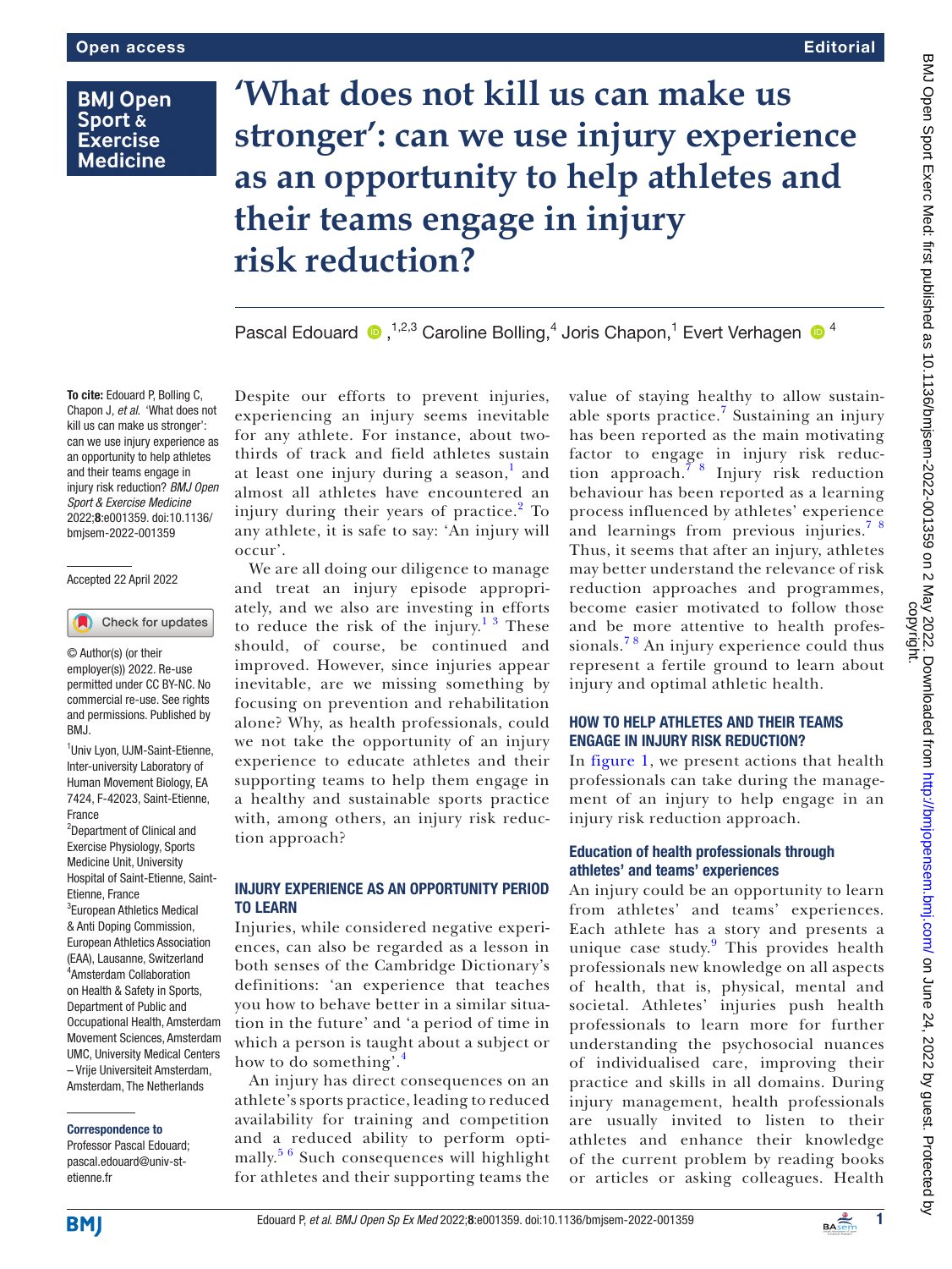# 'What does not kill us can make us stronger': can we use injury experience as an opportunity to help athletes and their teams engage in injury risk reduction?

Pascal Edouard [1,2,3], Caroline Bolling [4], Joris Chapon [1], Evert Verhagen [4]

**To cite:** Edouard P, Bolling C, Chapon J, *et al*. 'What does not kill us can make us stronger': can we use injury experience as an opportunity to help athletes and their teams engage in injury risk reduction? *BMJ Open Sport & Exercise Medicine* 2022;**8**:e001359. doi:10.1136/bmjsem-2022-001359

Accepted 22 April 2022

© Author(s) (or their employer(s)) 2022. Re-use permitted under CC BY-NC. No commercial re-use. See rights and permissions. Published by BMJ.

[1]Univ Lyon, UJM-Saint-Etienne, Inter-university Laboratory of Human Movement Biology, EA 7424, F-42023, Saint-Etienne, France
[2]Department of Clinical and Exercise Physiology, Sports Medicine Unit, University Hospital of Saint-Etienne, Saint-Etienne, France
[3]European Athletics Medical & Anti Doping Commission, European Athletics Association (EAA), Lausanne, Switzerland
[4]Amsterdam Collaboration on Health & Safety in Sports, Department of Public and Occupational Health, Amsterdam Movement Sciences, Amsterdam UMC, University Medical Centers – Vrije Universiteit Amsterdam, Amsterdam, The Netherlands

**Correspondence to**
Professor Pascal Edouard; pascal.edouard@univ-st-etienne.fr

Despite our efforts to prevent injuries, experiencing an injury seems inevitable for any athlete. For instance, about two-thirds of track and field athletes sustain at least one injury during a season,[1] and almost all athletes have encountered an injury during their years of practice.[2] To any athlete, it is safe to say: 'An injury will occur'.

We are all doing our diligence to manage and treat an injury episode appropriately, and we also are investing in efforts to reduce the risk of the injury.[1,3] These should, of course, be continued and improved. However, since injuries appear inevitable, are we missing something by focusing on prevention and rehabilitation alone? Why, as health professionals, could we not take the opportunity of an injury experience to educate athletes and their supporting teams to help them engage in a healthy and sustainable sports practice with, among others, an injury risk reduction approach?

## INJURY EXPERIENCE AS AN OPPORTUNITY PERIOD TO LEARN

Injuries, while considered negative experiences, can also be regarded as a lesson in both senses of the Cambridge Dictionary's definitions: 'an experience that teaches you how to behave better in a similar situation in the future' and 'a period of time in which a person is taught about a subject or how to do something'.[4]

An injury has direct consequences on an athlete's sports practice, leading to reduced availability for training and competition and a reduced ability to perform optimally.[5,6] Such consequences will highlight for athletes and their supporting teams the value of staying healthy to allow sustainable sports practice.[7] Sustaining an injury has been reported as the main motivating factor to engage in injury risk reduction approach.[7,8] Injury risk reduction behaviour has been reported as a learning process influenced by athletes' experience and learnings from previous injuries.[7,8] Thus, it seems that after an injury, athletes may better understand the relevance of risk reduction approaches and programmes, become easier motivated to follow those and be more attentive to health professionals.[7,8] An injury experience could thus represent a fertile ground to learn about injury and optimal athletic health.

## HOW TO HELP ATHLETES AND THEIR TEAMS ENGAGE IN INJURY RISK REDUCTION?

In figure 1, we present actions that health professionals can take during the management of an injury to help engage in an injury risk reduction approach.

### Education of health professionals through athletes' and teams' experiences

An injury could be an opportunity to learn from athletes' and teams' experiences. Each athlete has a story and presents a unique case study.[9] This provides health professionals new knowledge on all aspects of health, that is, physical, mental and societal. Athletes' injuries push health professionals to learn more for further understanding the psychosocial nuances of individualised care, improving their practice and skills in all domains. During injury management, health professionals are usually invited to listen to their athletes and enhance their knowledge of the current problem by reading books or articles or asking colleagues. Health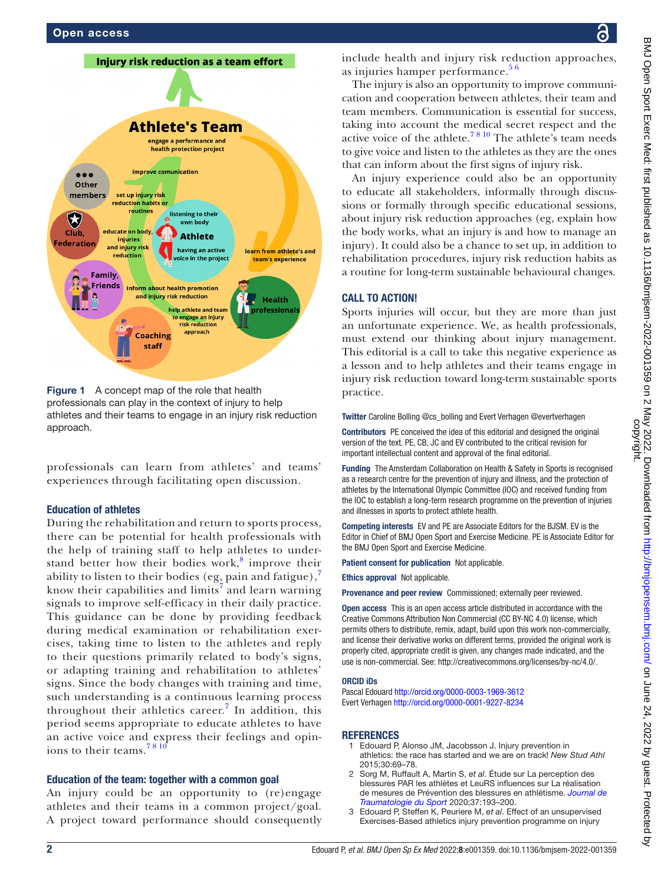Figure 1 A concept map of the role that health professionals can play in the context of injury to help athletes and their teams to engage in an injury risk reduction approach.

professionals can learn from athletes' and teams' experiences through facilitating open discussion.

### Education of athletes

During the rehabilitation and return to sports process, there can be potential for health professionals with the help of training staff to help athletes to understand better how their bodies work,[8] improve their ability to listen to their bodies (eg, pain and fatigue),[7] know their capabilities and limits[7] and learn warning signals to improve self-efficacy in their daily practice. This guidance can be done by providing feedback during medical examination or rehabilitation exercises, taking time to listen to the athletes and reply to their questions primarily related to body's signs, or adapting training and rehabilitation to athletes' signs. Since the body changes with training and time, such understanding is a continuous learning process throughout their athletics career.[7] In addition, this period seems appropriate to educate athletes to have an active voice and express their feelings and opinions to their teams.[7 8 10]

### Education of the team: together with a common goal

An injury could be an opportunity to (re)engage athletes and their teams in a common project/goal. A project toward performance should consequently include health and injury risk reduction approaches, as injuries hamper performance.[5 6]

The injury is also an opportunity to improve communication and cooperation between athletes, their team and team members. Communication is essential for success, taking into account the medical secret respect and the active voice of the athlete.[7 8 10] The athlete's team needs to give voice and listen to the athletes as they are the ones that can inform about the first signs of injury risk.

An injury experience could also be an opportunity to educate all stakeholders, informally through discussions or formally through specific educational sessions, about injury risk reduction approaches (eg, explain how the body works, what an injury is and how to manage an injury). It could also be a chance to set up, in addition to rehabilitation procedures, injury risk reduction habits as a routine for long-term sustainable behavioural changes.

## CALL TO ACTION!

Sports injuries will occur, but they are more than just an unfortunate experience. We, as health professionals, must extend our thinking about injury management. This editorial is a call to take this negative experience as a lesson and to help athletes and their teams engage in injury risk reduction toward long-term sustainable sports practice.

**Twitter** Caroline Bolling @cs_bolling and Evert Verhagen @evertverhagen

**Contributors** PE conceived the idea of this editorial and designed the original version of the text. PE, CB, JC and EV contributed to the critical revision for important intellectual content and approval of the final editorial.

**Funding** The Amsterdam Collaboration on Health & Safety in Sports is recognised as a research centre for the prevention of injury and illness, and the protection of athletes by the International Olympic Committee (IOC) and received funding from the IOC to establish a long-term research programme on the prevention of injuries and illnesses in sports to protect athlete health.

**Competing interests** EV and PE are Associate Editors for the BJSM. EV is the Editor in Chief of BMJ Open Sport and Exercise Medicine. PE is Associate Editor for the BMJ Open Sport and Exercise Medicine.

**Patient consent for publication** Not applicable.

**Ethics approval** Not applicable.

**Provenance and peer review** Commissioned; externally peer reviewed.

**Open access** This is an open access article distributed in accordance with the Creative Commons Attribution Non Commercial (CC BY-NC 4.0) license, which permits others to distribute, remix, adapt, build upon this work non-commercially, and license their derivative works on different terms, provided the original work is properly cited, appropriate credit is given, any changes made indicated, and the use is non-commercial. See: http://creativecommons.org/licenses/by-nc/4.0/.

**ORCID iDs**

Pascal Edouard http://orcid.org/0000-0003-1969-3612
Evert Verhagen http://orcid.org/0000-0001-9227-8234

## REFERENCES

1. Edouard P, Alonso JM, Jacobsson J. Injury prevention in athletics: the race has started and we are on track! *New Stud Athl* 2015;30:69–78.
2. Sorg M, Ruffault A, Martin S, *et al*. Étude sur La perception des blessures PAR les athlètes et LeuRS influences sur La réalisation de mesures de Prévention des blessures en athlétisme. *Journal de Traumatologie du Sport* 2020;37:193–200.
3. Edouard P, Steffen K, Peuriere M, *et al*. Effect of an unsupervised Exercises-Based athletics injury prevention programme on injury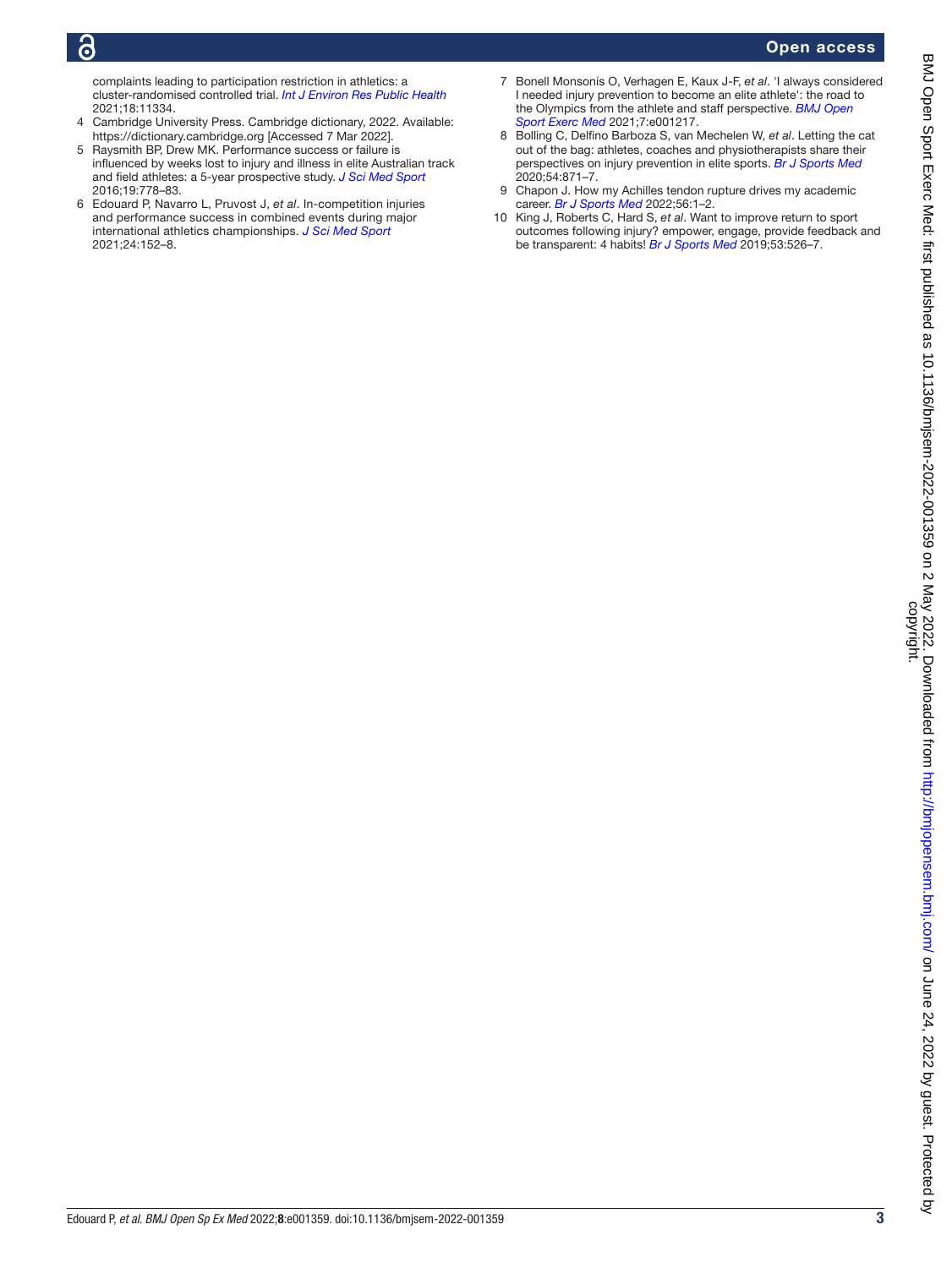complaints leading to participation restriction in athletics: a cluster-randomised controlled trial. *Int J Environ Res Public Health* 2021;18:11334.

4. Cambridge University Press. Cambridge dictionary, 2022. Available: https://dictionary.cambridge.org [Accessed 7 Mar 2022].
5. Raysmith BP, Drew MK. Performance success or failure is influenced by weeks lost to injury and illness in elite Australian track and field athletes: a 5-year prospective study. *J Sci Med Sport* 2016;19:778–83.
6. Edouard P, Navarro L, Pruvost J, *et al*. In-competition injuries and performance success in combined events during major international athletics championships. *J Sci Med Sport* 2021;24:152–8.
7. Bonell Monsonís O, Verhagen E, Kaux J-F, *et al*. 'I always considered I needed injury prevention to become an elite athlete': the road to the Olympics from the athlete and staff perspective. *BMJ Open Sport Exerc Med* 2021;7:e001217.
8. Bolling C, Delfino Barboza S, van Mechelen W, *et al*. Letting the cat out of the bag: athletes, coaches and physiotherapists share their perspectives on injury prevention in elite sports. *Br J Sports Med* 2020;54:871–7.
9. Chapon J. How my Achilles tendon rupture drives my academic career. *Br J Sports Med* 2022;56:1–2.
10. King J, Roberts C, Hard S, *et al*. Want to improve return to sport outcomes following injury? empower, engage, provide feedback and be transparent: 4 habits! *Br J Sports Med* 2019;53:526–7.